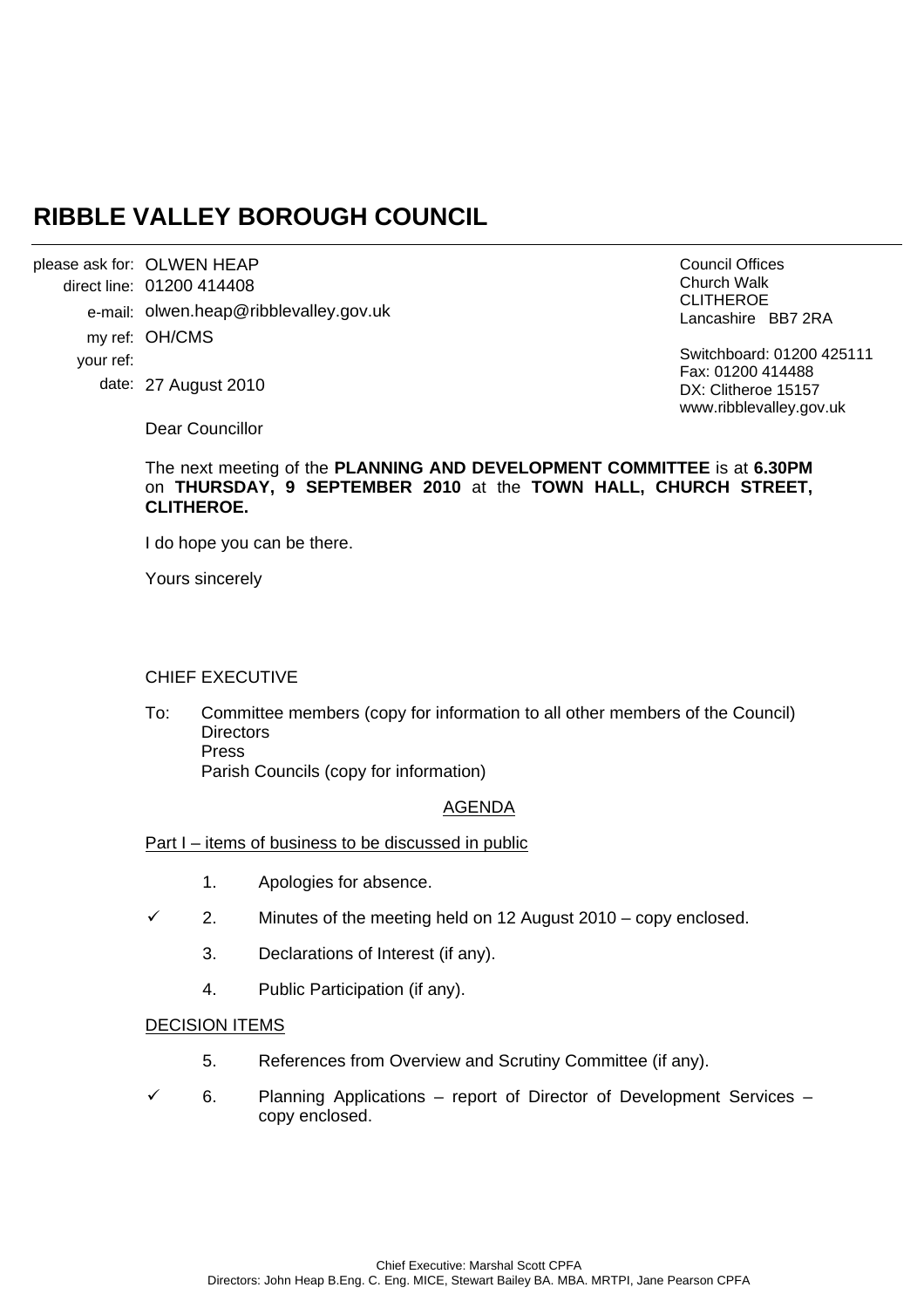# RIBBLE VALLEY BOROUGH COUNCIL

please ask for: OLWEN HEAP
direct line: 01200 414408
e-mail: olwen.heap@ribblevalley.gov.uk
my ref: OH/CMS
your ref:
date: 27 August 2010

Council Offices
Church Walk
CLITHEROE
Lancashire BB7 2RA

Switchboard: 01200 425111
Fax: 01200 414488
DX: Clitheroe 15157
www.ribblevalley.gov.uk

Dear Councillor

The next meeting of the **PLANNING AND DEVELOPMENT COMMITTEE** is at **6.30PM** on **THURSDAY, 9 SEPTEMBER 2010** at the **TOWN HALL, CHURCH STREET, CLITHEROE.**

I do hope you can be there.

Yours sincerely

CHIEF EXECUTIVE

To: Committee members (copy for information to all other members of the Council)
Directors
Press
Parish Councils (copy for information)

AGENDA

Part I – items of business to be discussed in public

1. Apologies for absence.
- ✓ 2. Minutes of the meeting held on 12 August 2010 – copy enclosed.
3. Declarations of Interest (if any).
4. Public Participation (if any).

DECISION ITEMS

5. References from Overview and Scrutiny Committee (if any).
- ✓ 6. Planning Applications – report of Director of Development Services – copy enclosed.

Chief Executive: Marshal Scott CPFA
Directors: John Heap B.Eng. C. Eng. MICE, Stewart Bailey BA. MBA. MRTPI, Jane Pearson CPFA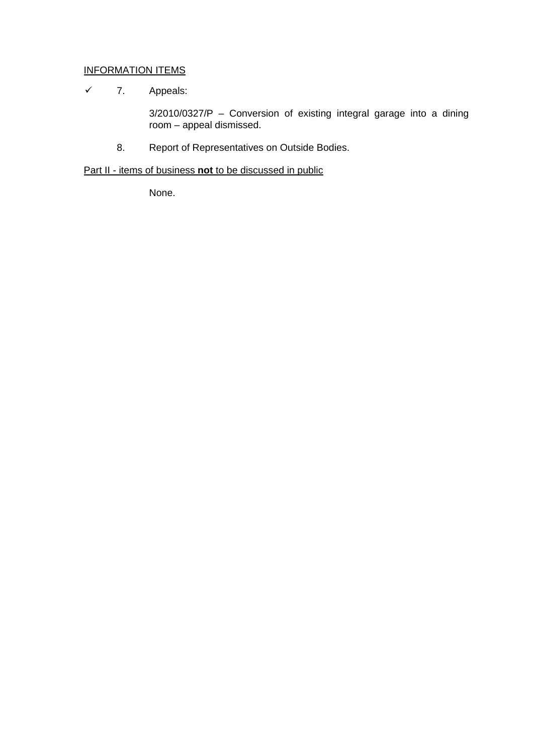INFORMATION ITEMS

✓ 7. Appeals:

3/2010/0327/P – Conversion of existing integral garage into a dining room – appeal dismissed.

8. Report of Representatives on Outside Bodies.

Part II - items of business **not** to be discussed in public

None.